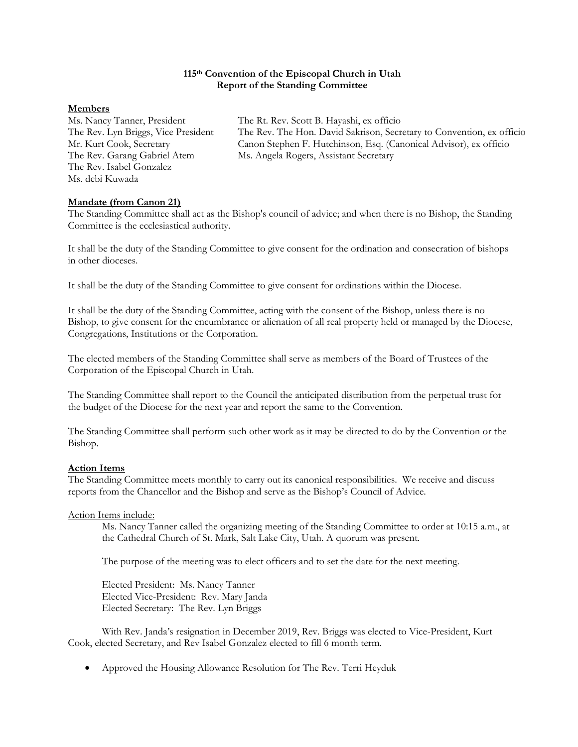**115th Convention of the Episcopal Church in Utah**
**Report of the Standing Committee**

**Members**

Ms. Nancy Tanner, President
The Rev. Lyn Briggs, Vice President
Mr. Kurt Cook, Secretary
The Rev. Garang Gabriel Atem
The Rev. Isabel Gonzalez
Ms. debi Kuwada

The Rt. Rev. Scott B. Hayashi, ex officio
The Rev. The Hon. David Sakrison, Secretary to Convention, ex officio
Canon Stephen F. Hutchinson, Esq. (Canonical Advisor), ex officio
Ms. Angela Rogers, Assistant Secretary

**Mandate (from Canon 21)**

The Standing Committee shall act as the Bishop's council of advice; and when there is no Bishop, the Standing Committee is the ecclesiastical authority.

It shall be the duty of the Standing Committee to give consent for the ordination and consecration of bishops in other dioceses.

It shall be the duty of the Standing Committee to give consent for ordinations within the Diocese.

It shall be the duty of the Standing Committee, acting with the consent of the Bishop, unless there is no Bishop, to give consent for the encumbrance or alienation of all real property held or managed by the Diocese, Congregations, Institutions or the Corporation.

The elected members of the Standing Committee shall serve as members of the Board of Trustees of the Corporation of the Episcopal Church in Utah.

The Standing Committee shall report to the Council the anticipated distribution from the perpetual trust for the budget of the Diocese for the next year and report the same to the Convention.

The Standing Committee shall perform such other work as it may be directed to do by the Convention or the Bishop.

**Action Items**

The Standing Committee meets monthly to carry out its canonical responsibilities. We receive and discuss reports from the Chancellor and the Bishop and serve as the Bishop's Council of Advice.

Action Items include:

Ms. Nancy Tanner called the organizing meeting of the Standing Committee to order at 10:15 a.m., at the Cathedral Church of St. Mark, Salt Lake City, Utah. A quorum was present.

The purpose of the meeting was to elect officers and to set the date for the next meeting.

Elected President: Ms. Nancy Tanner
Elected Vice-President: Rev. Mary Janda
Elected Secretary: The Rev. Lyn Briggs

With Rev. Janda's resignation in December 2019, Rev. Briggs was elected to Vice-President, Kurt Cook, elected Secretary, and Rev Isabel Gonzalez elected to fill 6 month term.

- Approved the Housing Allowance Resolution for The Rev. Terri Heyduk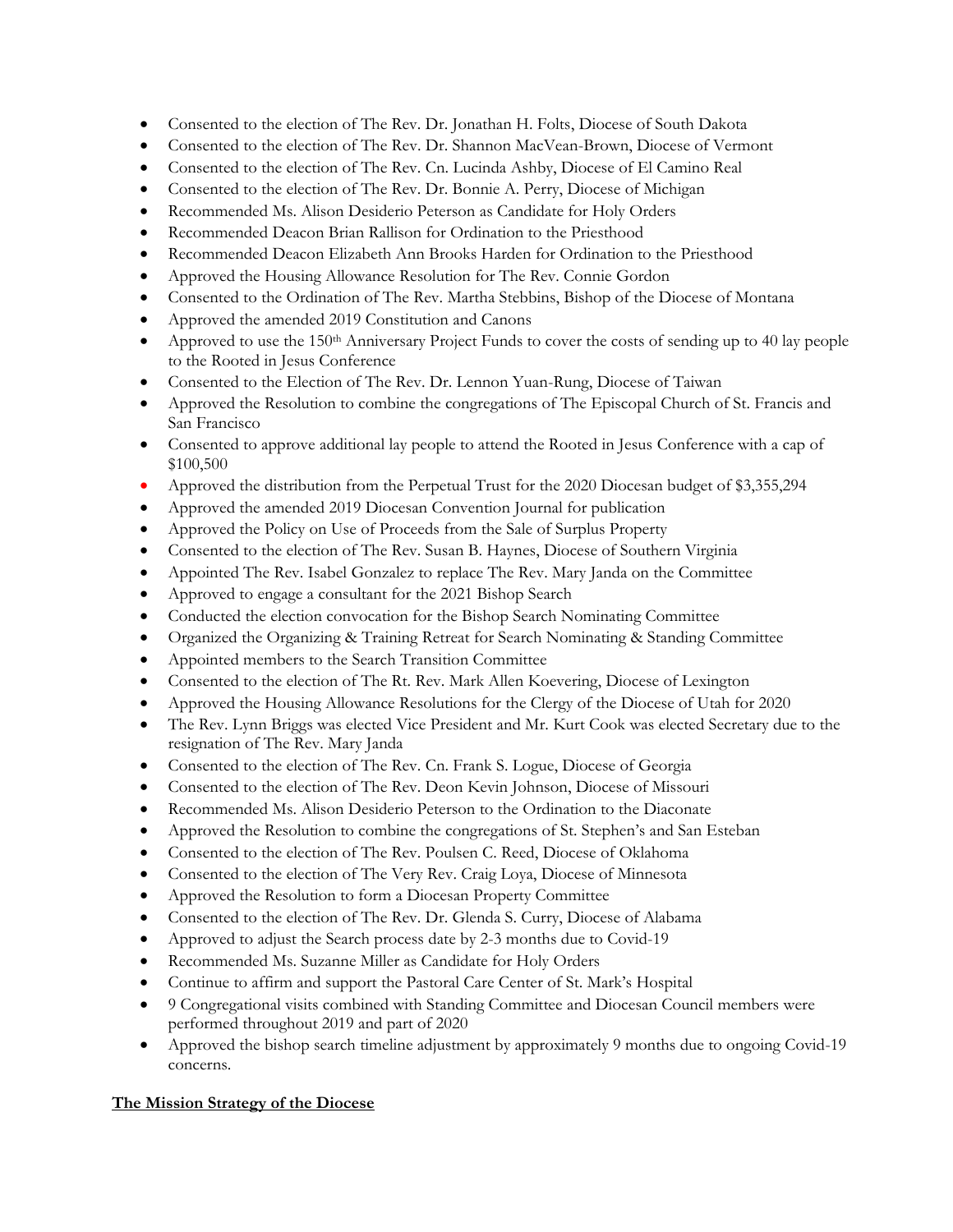- Consented to the election of The Rev. Dr. Jonathan H. Folts, Diocese of South Dakota
- Consented to the election of The Rev. Dr. Shannon MacVean-Brown, Diocese of Vermont
- Consented to the election of The Rev. Cn. Lucinda Ashby, Diocese of El Camino Real
- Consented to the election of The Rev. Dr. Bonnie A. Perry, Diocese of Michigan
- Recommended Ms. Alison Desiderio Peterson as Candidate for Holy Orders
- Recommended Deacon Brian Rallison for Ordination to the Priesthood
- Recommended Deacon Elizabeth Ann Brooks Harden for Ordination to the Priesthood
- Approved the Housing Allowance Resolution for The Rev. Connie Gordon
- Consented to the Ordination of The Rev. Martha Stebbins, Bishop of the Diocese of Montana
- Approved the amended 2019 Constitution and Canons
- Approved to use the 150th Anniversary Project Funds to cover the costs of sending up to 40 lay people to the Rooted in Jesus Conference
- Consented to the Election of The Rev. Dr. Lennon Yuan-Rung, Diocese of Taiwan
- Approved the Resolution to combine the congregations of The Episcopal Church of St. Francis and San Francisco
- Consented to approve additional lay people to attend the Rooted in Jesus Conference with a cap of $100,500
- Approved the distribution from the Perpetual Trust for the 2020 Diocesan budget of $3,355,294
- Approved the amended 2019 Diocesan Convention Journal for publication
- Approved the Policy on Use of Proceeds from the Sale of Surplus Property
- Consented to the election of The Rev. Susan B. Haynes, Diocese of Southern Virginia
- Appointed The Rev. Isabel Gonzalez to replace The Rev. Mary Janda on the Committee
- Approved to engage a consultant for the 2021 Bishop Search
- Conducted the election convocation for the Bishop Search Nominating Committee
- Organized the Organizing & Training Retreat for Search Nominating & Standing Committee
- Appointed members to the Search Transition Committee
- Consented to the election of The Rt. Rev. Mark Allen Koevering, Diocese of Lexington
- Approved the Housing Allowance Resolutions for the Clergy of the Diocese of Utah for 2020
- The Rev. Lynn Briggs was elected Vice President and Mr. Kurt Cook was elected Secretary due to the resignation of The Rev. Mary Janda
- Consented to the election of The Rev. Cn. Frank S. Logue, Diocese of Georgia
- Consented to the election of The Rev. Deon Kevin Johnson, Diocese of Missouri
- Recommended Ms. Alison Desiderio Peterson to the Ordination to the Diaconate
- Approved the Resolution to combine the congregations of St. Stephen's and San Esteban
- Consented to the election of The Rev. Poulsen C. Reed, Diocese of Oklahoma
- Consented to the election of The Very Rev. Craig Loya, Diocese of Minnesota
- Approved the Resolution to form a Diocesan Property Committee
- Consented to the election of The Rev. Dr. Glenda S. Curry, Diocese of Alabama
- Approved to adjust the Search process date by 2-3 months due to Covid-19
- Recommended Ms. Suzanne Miller as Candidate for Holy Orders
- Continue to affirm and support the Pastoral Care Center of St. Mark's Hospital
- 9 Congregational visits combined with Standing Committee and Diocesan Council members were performed throughout 2019 and part of 2020
- Approved the bishop search timeline adjustment by approximately 9 months due to ongoing Covid-19 concerns.

**The Mission Strategy of the Diocese**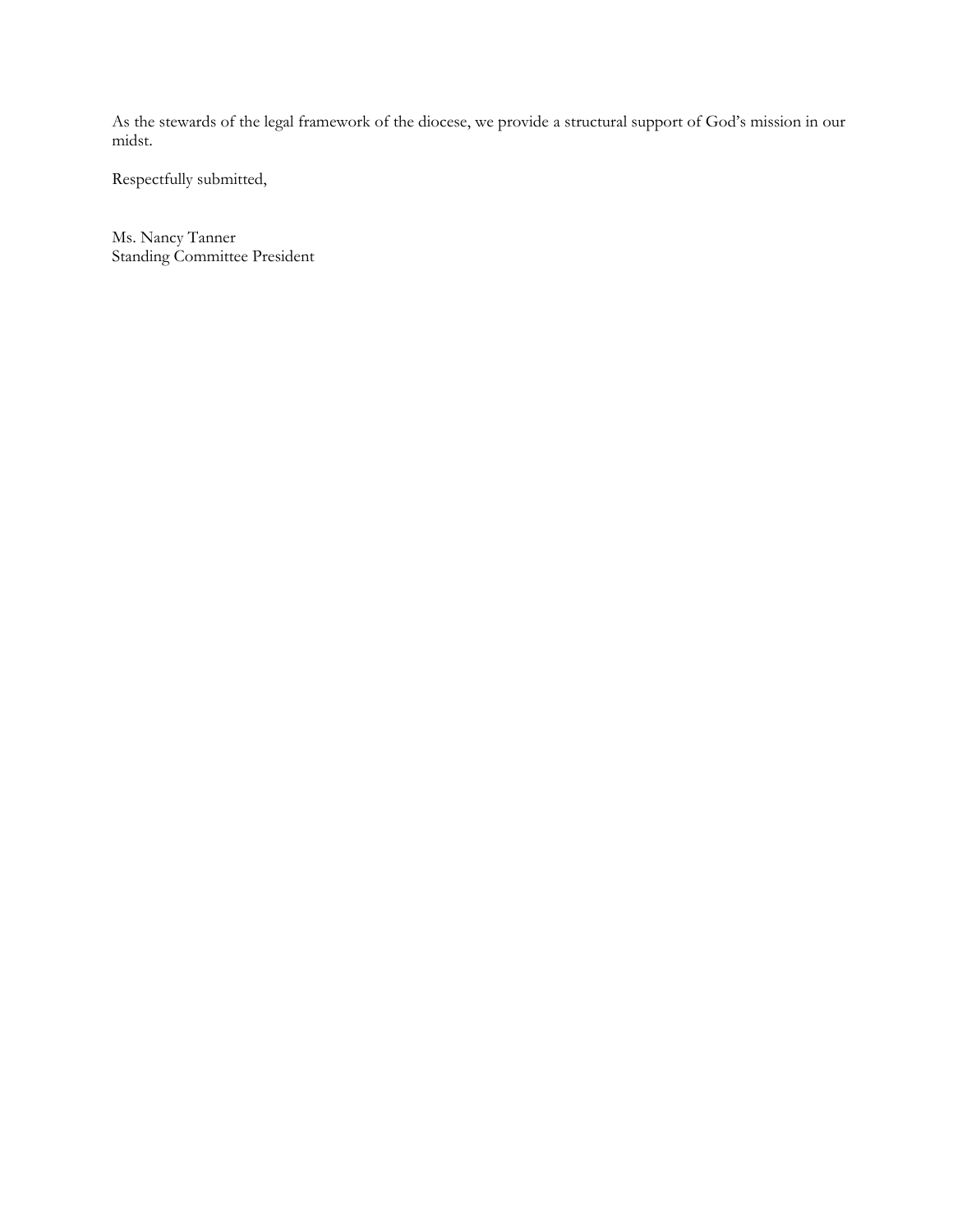As the stewards of the legal framework of the diocese, we provide a structural support of God's mission in our midst.

Respectfully submitted,

Ms. Nancy Tanner
Standing Committee President